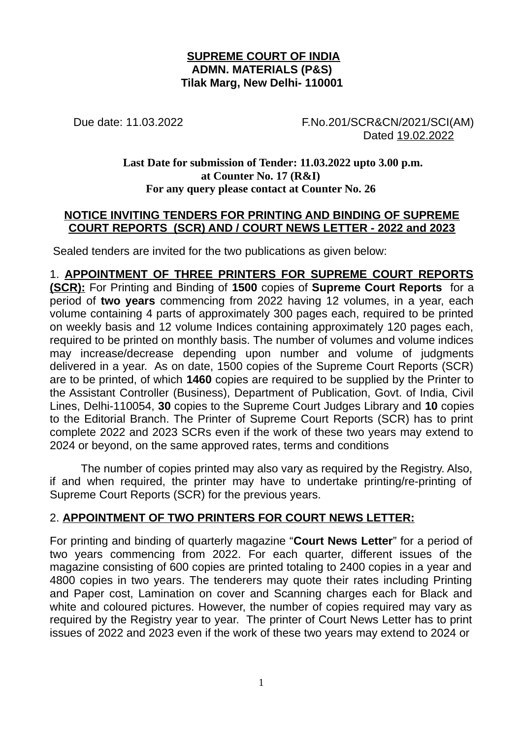**SUPREME COURT OF INDIA**
**ADMN. MATERIALS (P&S)**
**Tilak Marg, New Delhi- 110001**

Due date: 11.03.2022 F.No.201/SCR&CN/2021/SCI(AM)
Dated 19.02.2022

**Last Date for submission of Tender: 11.03.2022 upto 3.00 p.m.**
**at Counter No. 17 (R&I)**
**For any query please contact at Counter No. 26**

## NOTICE INVITING TENDERS FOR PRINTING AND BINDING OF SUPREME COURT REPORTS (SCR) AND / COURT NEWS LETTER - 2022 and 2023

Sealed tenders are invited for the two publications as given below:

1. **APPOINTMENT OF THREE PRINTERS FOR SUPREME COURT REPORTS (SCR):** For Printing and Binding of **1500** copies of **Supreme Court Reports** for a period of **two years** commencing from 2022 having 12 volumes, in a year, each volume containing 4 parts of approximately 300 pages each, required to be printed on weekly basis and 12 volume Indices containing approximately 120 pages each, required to be printed on monthly basis. The number of volumes and volume indices may increase/decrease depending upon number and volume of judgments delivered in a year. As on date, 1500 copies of the Supreme Court Reports (SCR) are to be printed, of which **1460** copies are required to be supplied by the Printer to the Assistant Controller (Business), Department of Publication, Govt. of India, Civil Lines, Delhi-110054, **30** copies to the Supreme Court Judges Library and **10** copies to the Editorial Branch. The Printer of Supreme Court Reports (SCR) has to print complete 2022 and 2023 SCRs even if the work of these two years may extend to 2024 or beyond, on the same approved rates, terms and conditions

The number of copies printed may also vary as required by the Registry. Also, if and when required, the printer may have to undertake printing/re-printing of Supreme Court Reports (SCR) for the previous years.

2. **APPOINTMENT OF TWO PRINTERS FOR COURT NEWS LETTER:**

For printing and binding of quarterly magazine "**Court News Letter**" for a period of two years commencing from 2022. For each quarter, different issues of the magazine consisting of 600 copies are printed totaling to 2400 copies in a year and 4800 copies in two years. The tenderers may quote their rates including Printing and Paper cost, Lamination on cover and Scanning charges each for Black and white and coloured pictures. However, the number of copies required may vary as required by the Registry year to year. The printer of Court News Letter has to print issues of 2022 and 2023 even if the work of these two years may extend to 2024 or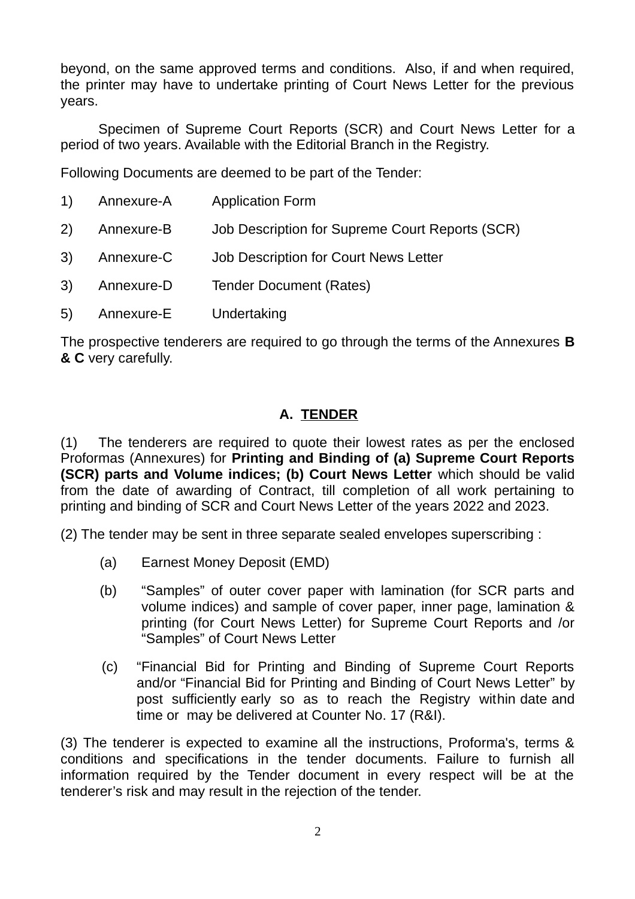beyond, on the same approved terms and conditions. Also, if and when required, the printer may have to undertake printing of Court News Letter for the previous years.

Specimen of Supreme Court Reports (SCR) and Court News Letter for a period of two years. Available with the Editorial Branch in the Registry.

Following Documents are deemed to be part of the Tender:

| | | |
|---|---|---|
| 1) | Annexure-A | Application Form |
| 2) | Annexure-B | Job Description for Supreme Court Reports (SCR) |
| 3) | Annexure-C | Job Description for Court News Letter |
| 3) | Annexure-D | Tender Document (Rates) |
| 5) | Annexure-E | Undertaking |

The prospective tenderers are required to go through the terms of the Annexures **B & C** very carefully.

## A. TENDER

(1) The tenderers are required to quote their lowest rates as per the enclosed Proformas (Annexures) for **Printing and Binding of (a) Supreme Court Reports (SCR) parts and Volume indices; (b) Court News Letter** which should be valid from the date of awarding of Contract, till completion of all work pertaining to printing and binding of SCR and Court News Letter of the years 2022 and 2023.

(2) The tender may be sent in three separate sealed envelopes superscribing :

(a) Earnest Money Deposit (EMD)

(b) "Samples" of outer cover paper with lamination (for SCR parts and volume indices) and sample of cover paper, inner page, lamination & printing (for Court News Letter) for Supreme Court Reports and /or "Samples" of Court News Letter

(c) "Financial Bid for Printing and Binding of Supreme Court Reports and/or "Financial Bid for Printing and Binding of Court News Letter" by post sufficiently early so as to reach the Registry within date and time or may be delivered at Counter No. 17 (R&I).

(3) The tenderer is expected to examine all the instructions, Proforma's, terms & conditions and specifications in the tender documents. Failure to furnish all information required by the Tender document in every respect will be at the tenderer's risk and may result in the rejection of the tender.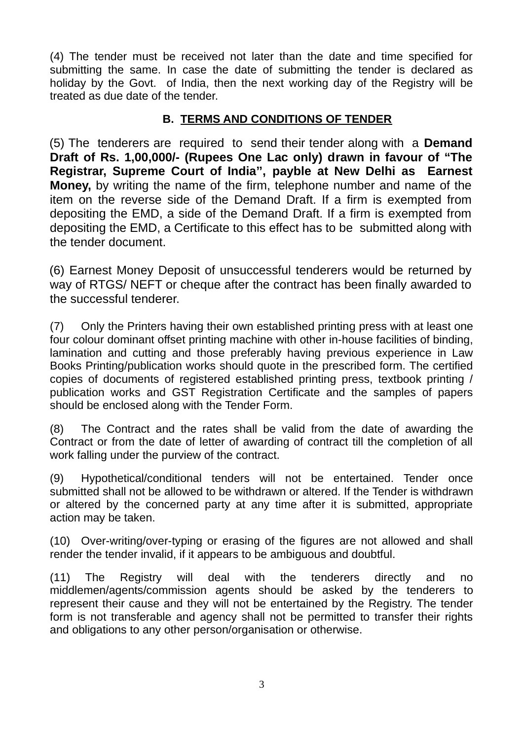(4) The tender must be received not later than the date and time specified for submitting the same. In case the date of submitting the tender is declared as holiday by the Govt. of India, then the next working day of the Registry will be treated as due date of the tender.

## B. TERMS AND CONDITIONS OF TENDER

(5) The tenderers are required to send their tender along with a **Demand Draft of Rs. 1,00,000/- (Rupees One Lac only) drawn in favour of "The Registrar, Supreme Court of India", payble at New Delhi as Earnest Money,** by writing the name of the firm, telephone number and name of the item on the reverse side of the Demand Draft. If a firm is exempted from depositing the EMD, a side of the Demand Draft. If a firm is exempted from depositing the EMD, a Certificate to this effect has to be submitted along with the tender document.

(6) Earnest Money Deposit of unsuccessful tenderers would be returned by way of RTGS/ NEFT or cheque after the contract has been finally awarded to the successful tenderer.

(7) Only the Printers having their own established printing press with at least one four colour dominant offset printing machine with other in-house facilities of binding, lamination and cutting and those preferably having previous experience in Law Books Printing/publication works should quote in the prescribed form. The certified copies of documents of registered established printing press, textbook printing / publication works and GST Registration Certificate and the samples of papers should be enclosed along with the Tender Form.

(8) The Contract and the rates shall be valid from the date of awarding the Contract or from the date of letter of awarding of contract till the completion of all work falling under the purview of the contract.

(9) Hypothetical/conditional tenders will not be entertained. Tender once submitted shall not be allowed to be withdrawn or altered. If the Tender is withdrawn or altered by the concerned party at any time after it is submitted, appropriate action may be taken.

(10) Over-writing/over-typing or erasing of the figures are not allowed and shall render the tender invalid, if it appears to be ambiguous and doubtful.

(11) The Registry will deal with the tenderers directly and no middlemen/agents/commission agents should be asked by the tenderers to represent their cause and they will not be entertained by the Registry. The tender form is not transferable and agency shall not be permitted to transfer their rights and obligations to any other person/organisation or otherwise.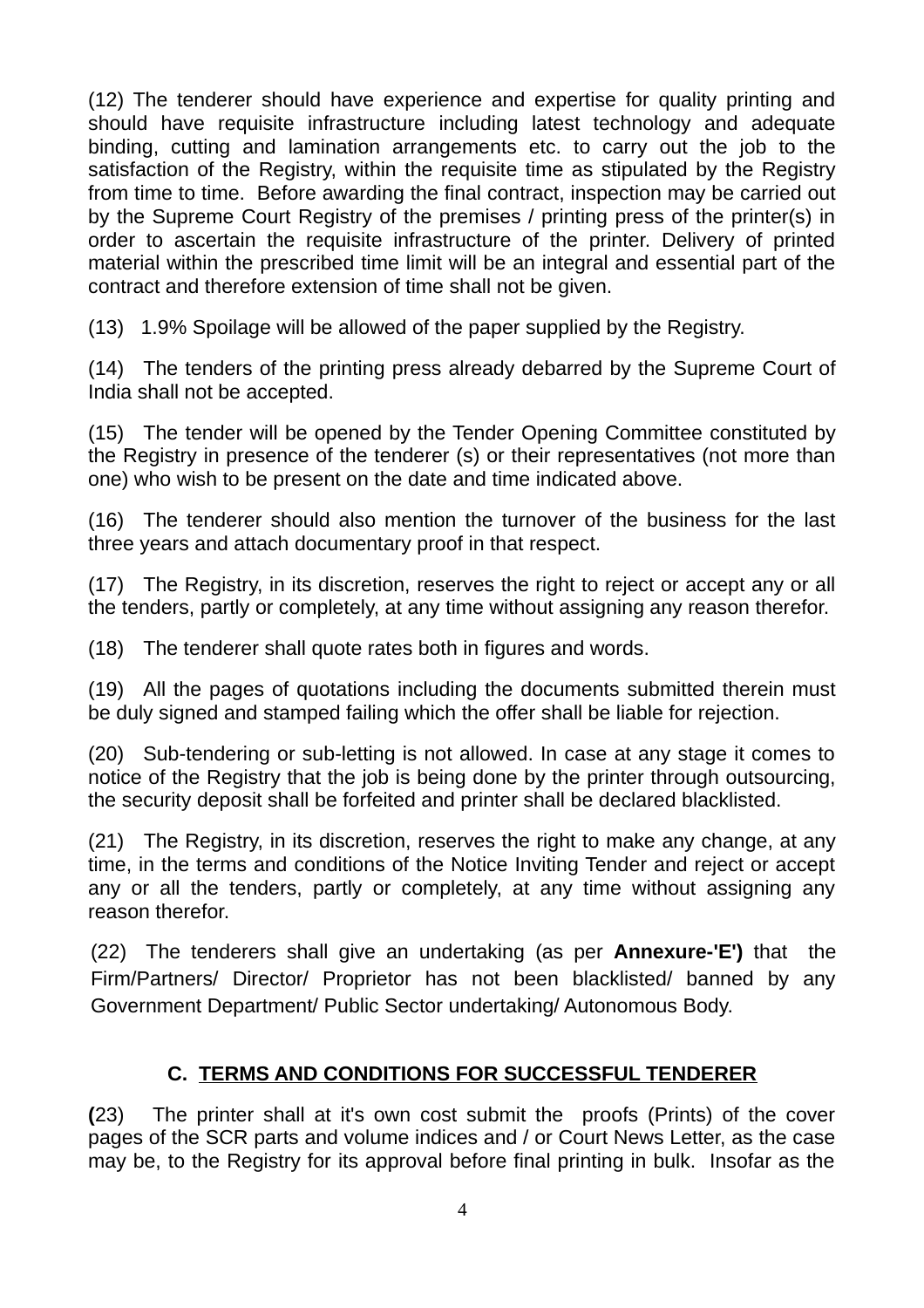(12) The tenderer should have experience and expertise for quality printing and should have requisite infrastructure including latest technology and adequate binding, cutting and lamination arrangements etc. to carry out the job to the satisfaction of the Registry, within the requisite time as stipulated by the Registry from time to time. Before awarding the final contract, inspection may be carried out by the Supreme Court Registry of the premises / printing press of the printer(s) in order to ascertain the requisite infrastructure of the printer. Delivery of printed material within the prescribed time limit will be an integral and essential part of the contract and therefore extension of time shall not be given.

(13) 1.9% Spoilage will be allowed of the paper supplied by the Registry.

(14) The tenders of the printing press already debarred by the Supreme Court of India shall not be accepted.

(15) The tender will be opened by the Tender Opening Committee constituted by the Registry in presence of the tenderer (s) or their representatives (not more than one) who wish to be present on the date and time indicated above.

(16) The tenderer should also mention the turnover of the business for the last three years and attach documentary proof in that respect.

(17) The Registry, in its discretion, reserves the right to reject or accept any or all the tenders, partly or completely, at any time without assigning any reason therefor.

(18) The tenderer shall quote rates both in figures and words.

(19) All the pages of quotations including the documents submitted therein must be duly signed and stamped failing which the offer shall be liable for rejection.

(20) Sub-tendering or sub-letting is not allowed. In case at any stage it comes to notice of the Registry that the job is being done by the printer through outsourcing, the security deposit shall be forfeited and printer shall be declared blacklisted.

(21) The Registry, in its discretion, reserves the right to make any change, at any time, in the terms and conditions of the Notice Inviting Tender and reject or accept any or all the tenders, partly or completely, at any time without assigning any reason therefor.

(22) The tenderers shall give an undertaking (as per **Annexure-'E')** that the Firm/Partners/ Director/ Proprietor has not been blacklisted/ banned by any Government Department/ Public Sector undertaking/ Autonomous Body.

## C. <u>TERMS AND CONDITIONS FOR SUCCESSFUL TENDERER</u>

**(**23) The printer shall at it's own cost submit the proofs (Prints) of the cover pages of the SCR parts and volume indices and / or Court News Letter, as the case may be, to the Registry for its approval before final printing in bulk. Insofar as the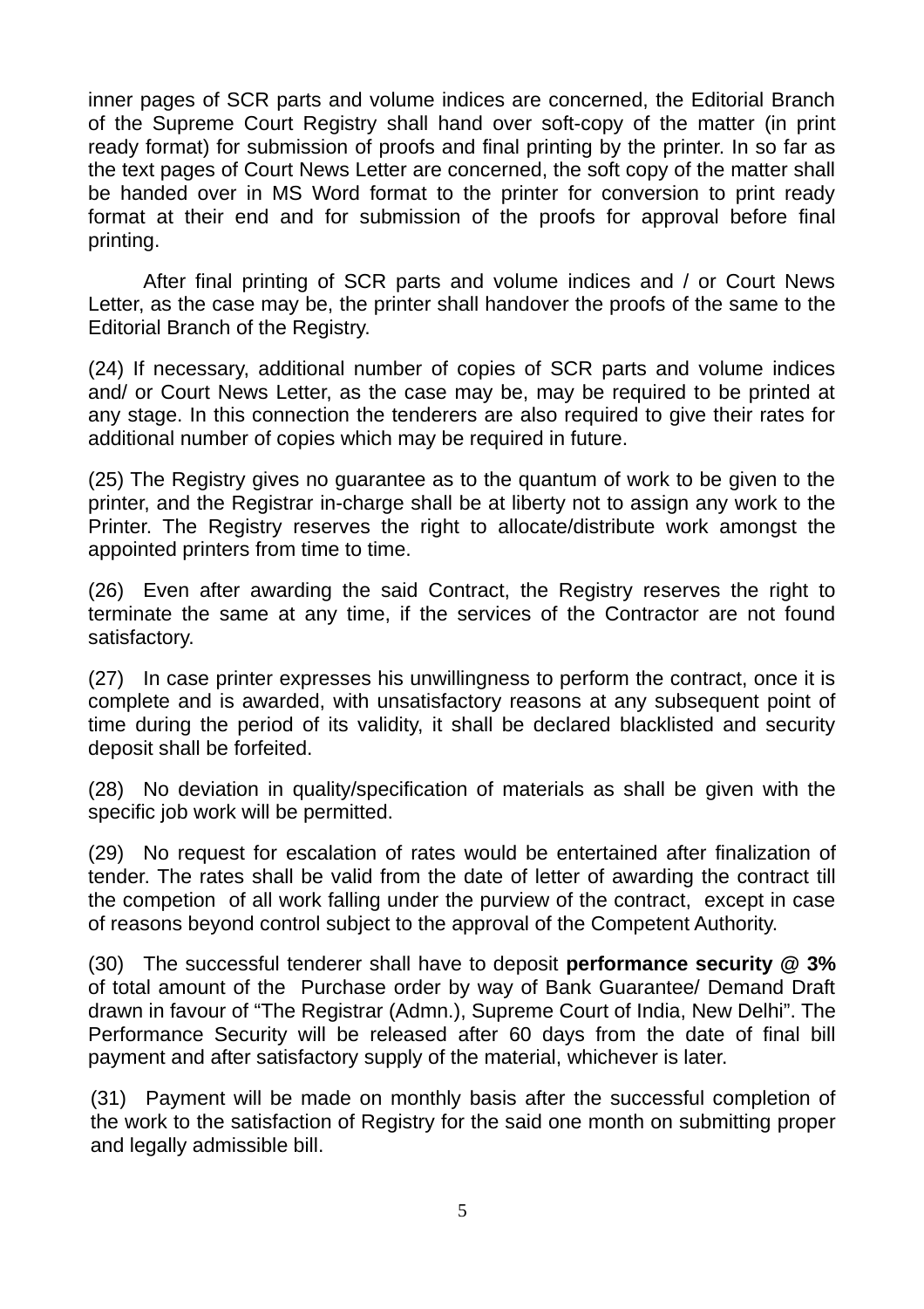inner pages of SCR parts and volume indices are concerned, the Editorial Branch of the Supreme Court Registry shall hand over soft-copy of the matter (in print ready format) for submission of proofs and final printing by the printer. In so far as the text pages of Court News Letter are concerned, the soft copy of the matter shall be handed over in MS Word format to the printer for conversion to print ready format at their end and for submission of the proofs for approval before final printing.

After final printing of SCR parts and volume indices and / or Court News Letter, as the case may be, the printer shall handover the proofs of the same to the Editorial Branch of the Registry.

(24) If necessary, additional number of copies of SCR parts and volume indices and/ or Court News Letter, as the case may be, may be required to be printed at any stage. In this connection the tenderers are also required to give their rates for additional number of copies which may be required in future.

(25) The Registry gives no guarantee as to the quantum of work to be given to the printer, and the Registrar in-charge shall be at liberty not to assign any work to the Printer. The Registry reserves the right to allocate/distribute work amongst the appointed printers from time to time.

(26) Even after awarding the said Contract, the Registry reserves the right to terminate the same at any time, if the services of the Contractor are not found satisfactory.

(27) In case printer expresses his unwillingness to perform the contract, once it is complete and is awarded, with unsatisfactory reasons at any subsequent point of time during the period of its validity, it shall be declared blacklisted and security deposit shall be forfeited.

(28) No deviation in quality/specification of materials as shall be given with the specific job work will be permitted.

(29) No request for escalation of rates would be entertained after finalization of tender. The rates shall be valid from the date of letter of awarding the contract till the competion of all work falling under the purview of the contract, except in case of reasons beyond control subject to the approval of the Competent Authority.

(30) The successful tenderer shall have to deposit **performance security @ 3%** of total amount of the Purchase order by way of Bank Guarantee/ Demand Draft drawn in favour of "The Registrar (Admn.), Supreme Court of India, New Delhi". The Performance Security will be released after 60 days from the date of final bill payment and after satisfactory supply of the material, whichever is later.

(31) Payment will be made on monthly basis after the successful completion of the work to the satisfaction of Registry for the said one month on submitting proper and legally admissible bill.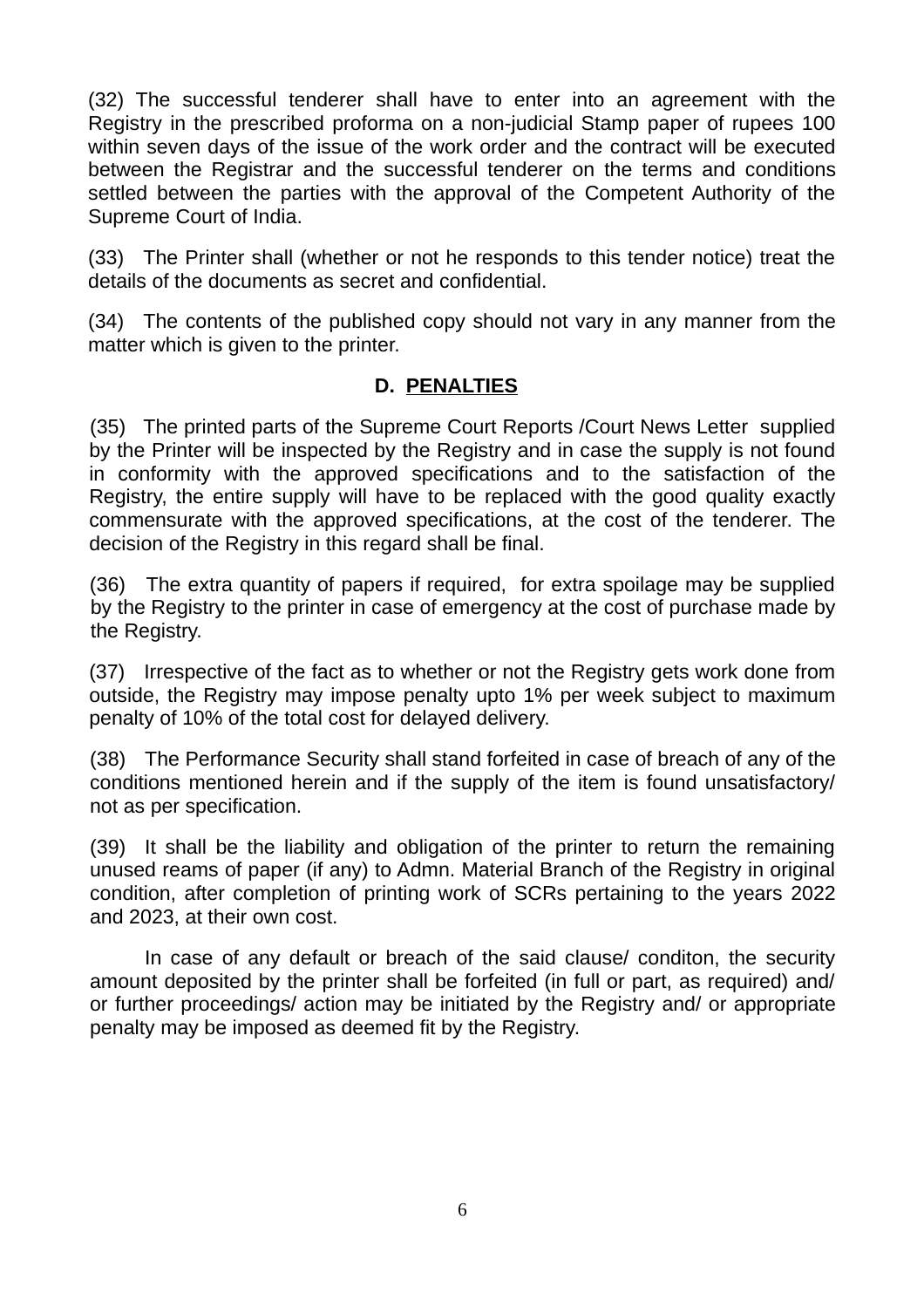(32) The successful tenderer shall have to enter into an agreement with the Registry in the prescribed proforma on a non-judicial Stamp paper of rupees 100 within seven days of the issue of the work order and the contract will be executed between the Registrar and the successful tenderer on the terms and conditions settled between the parties with the approval of the Competent Authority of the Supreme Court of India.

(33) The Printer shall (whether or not he responds to this tender notice) treat the details of the documents as secret and confidential.

(34) The contents of the published copy should not vary in any manner from the matter which is given to the printer.

## D. PENALTIES

(35) The printed parts of the Supreme Court Reports /Court News Letter supplied by the Printer will be inspected by the Registry and in case the supply is not found in conformity with the approved specifications and to the satisfaction of the Registry, the entire supply will have to be replaced with the good quality exactly commensurate with the approved specifications, at the cost of the tenderer. The decision of the Registry in this regard shall be final.

(36) The extra quantity of papers if required, for extra spoilage may be supplied by the Registry to the printer in case of emergency at the cost of purchase made by the Registry.

(37) Irrespective of the fact as to whether or not the Registry gets work done from outside, the Registry may impose penalty upto 1% per week subject to maximum penalty of 10% of the total cost for delayed delivery.

(38) The Performance Security shall stand forfeited in case of breach of any of the conditions mentioned herein and if the supply of the item is found unsatisfactory/ not as per specification.

(39) It shall be the liability and obligation of the printer to return the remaining unused reams of paper (if any) to Admn. Material Branch of the Registry in original condition, after completion of printing work of SCRs pertaining to the years 2022 and 2023, at their own cost.

In case of any default or breach of the said clause/ conditon, the security amount deposited by the printer shall be forfeited (in full or part, as required) and/ or further proceedings/ action may be initiated by the Registry and/ or appropriate penalty may be imposed as deemed fit by the Registry.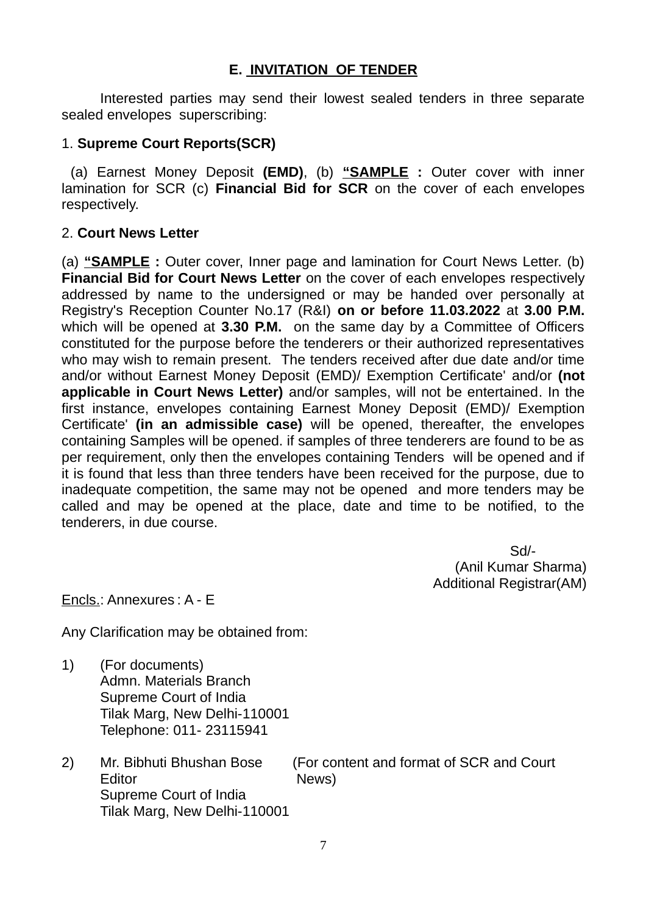## E. INVITATION OF TENDER

Interested parties may send their lowest sealed tenders in three separate sealed envelopes superscribing:

1. **Supreme Court Reports(SCR)**

(a) Earnest Money Deposit **(EMD)**, (b) **"SAMPLE :** Outer cover with inner lamination for SCR (c) **Financial Bid for SCR** on the cover of each envelopes respectively.

2. **Court News Letter**

(a) **"SAMPLE :** Outer cover, Inner page and lamination for Court News Letter. (b) **Financial Bid for Court News Letter** on the cover of each envelopes respectively addressed by name to the undersigned or may be handed over personally at Registry's Reception Counter No.17 (R&I) **on or before 11.03.2022** at **3.00 P.M.** which will be opened at **3.30 P.M.** on the same day by a Committee of Officers constituted for the purpose before the tenderers or their authorized representatives who may wish to remain present. The tenders received after due date and/or time and/or without Earnest Money Deposit (EMD)/ Exemption Certificate' and/or **(not applicable in Court News Letter)** and/or samples, will not be entertained. In the first instance, envelopes containing Earnest Money Deposit (EMD)/ Exemption Certificate' **(in an admissible case)** will be opened, thereafter, the envelopes containing Samples will be opened. if samples of three tenderers are found to be as per requirement, only then the envelopes containing Tenders will be opened and if it is found that less than three tenders have been received for the purpose, due to inadequate competition, the same may not be opened and more tenders may be called and may be opened at the place, date and time to be notified, to the tenderers, in due course.

Sd/-
(Anil Kumar Sharma)
Additional Registrar(AM)

Encls.: Annexures : A - E

Any Clarification may be obtained from:

1) (For documents)
   Admn. Materials Branch
   Supreme Court of India
   Tilak Marg, New Delhi-110001
   Telephone: 011- 23115941

2) Mr. Bibhuti Bhushan Bose (For content and format of SCR and Court News)
   Editor
   Supreme Court of India
   Tilak Marg, New Delhi-110001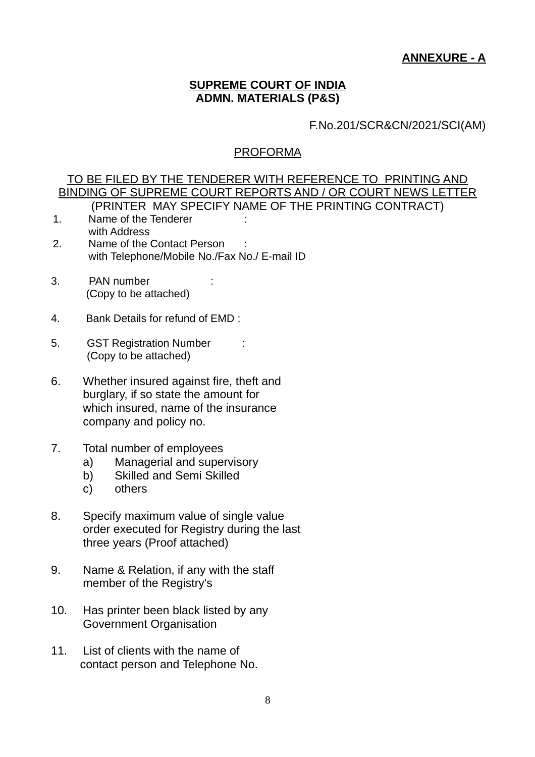**ANNEXURE - A**

**SUPREME COURT OF INDIA**
**ADMN. MATERIALS (P&S)**

F.No.201/SCR&CN/2021/SCI(AM)

PROFORMA

TO BE FILED BY THE TENDERER WITH REFERENCE TO PRINTING AND BINDING OF SUPREME COURT REPORTS AND / OR COURT NEWS LETTER
(PRINTER MAY SPECIFY NAME OF THE PRINTING CONTRACT)

1. Name of the Tenderer with Address :
2. Name of the Contact Person with Telephone/Mobile No./Fax No./ E-mail ID :
3. PAN number (Copy to be attached) :
4. Bank Details for refund of EMD :
5. GST Registration Number (Copy to be attached) :
6. Whether insured against fire, theft and burglary, if so state the amount for which insured, name of the insurance company and policy no.
7. Total number of employees
   a) Managerial and supervisory
   b) Skilled and Semi Skilled
   c) others
8. Specify maximum value of single value order executed for Registry during the last three years (Proof attached)
9. Name & Relation, if any with the staff member of the Registry's
10. Has printer been black listed by any Government Organisation
11. List of clients with the name of contact person and Telephone No.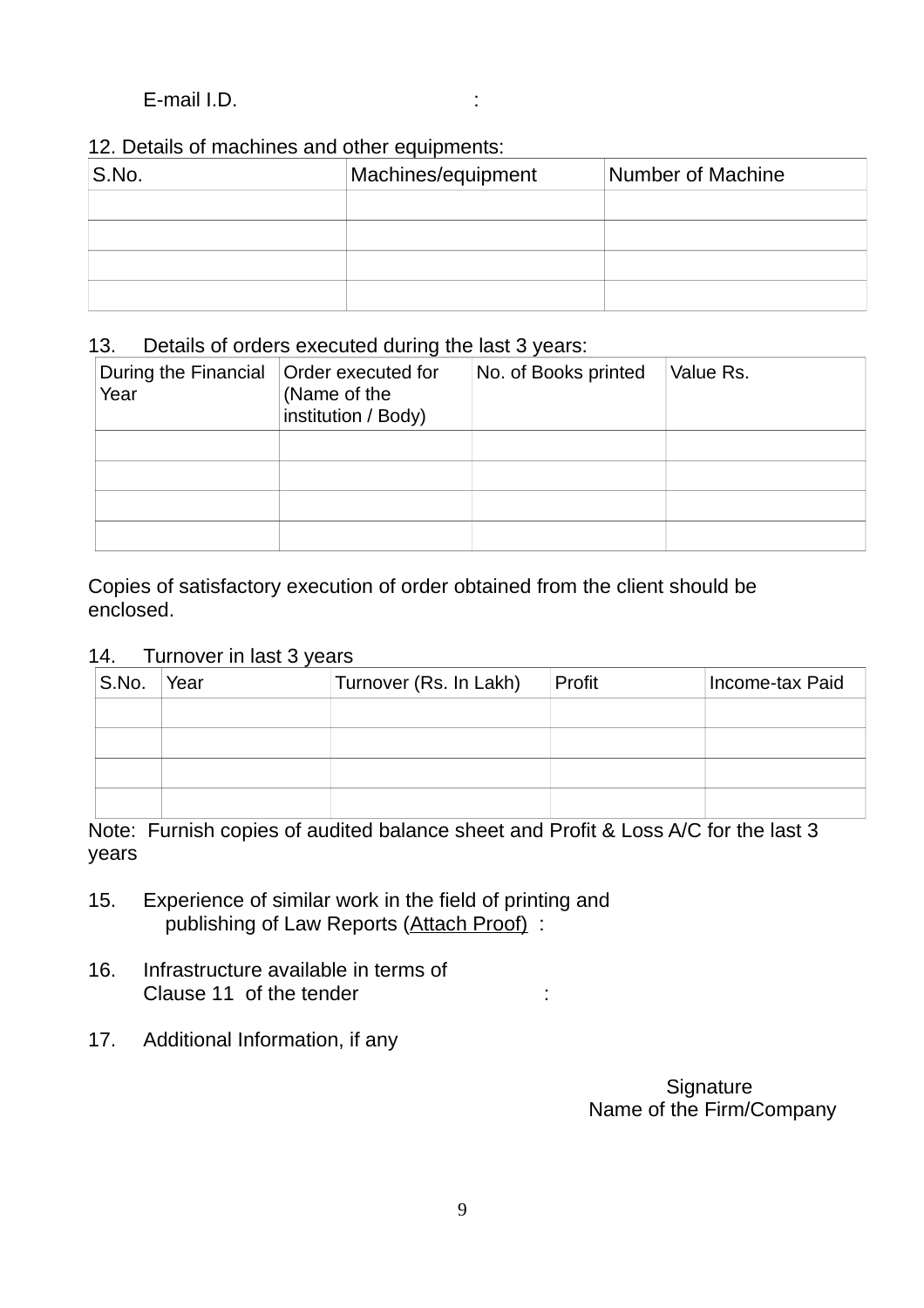E-mail I.D. :

12. Details of machines and other equipments:

| S.No. | Machines/equipment | Number of Machine |
|---|---|---|
| | | |
| | | |
| | | |
| | | |

13. Details of orders executed during the last 3 years:

| During the Financial Year | Order executed for (Name of the institution / Body) | No. of Books printed | Value Rs. |
|---|---|---|---|
| | | | |
| | | | |
| | | | |
| | | | |

Copies of satisfactory execution of order obtained from the client should be enclosed.

14. Turnover in last 3 years

| S.No. | Year | Turnover (Rs. In Lakh) | Profit | Income-tax Paid |
|---|---|---|---|---|
| | | | | |
| | | | | |
| | | | | |
| | | | | |

Note: Furnish copies of audited balance sheet and Profit & Loss A/C for the last 3 years

15. Experience of similar work in the field of printing and publishing of Law Reports (Attach Proof) :

16. Infrastructure available in terms of Clause 11 of the tender :

17. Additional Information, if any

Signature
Name of the Firm/Company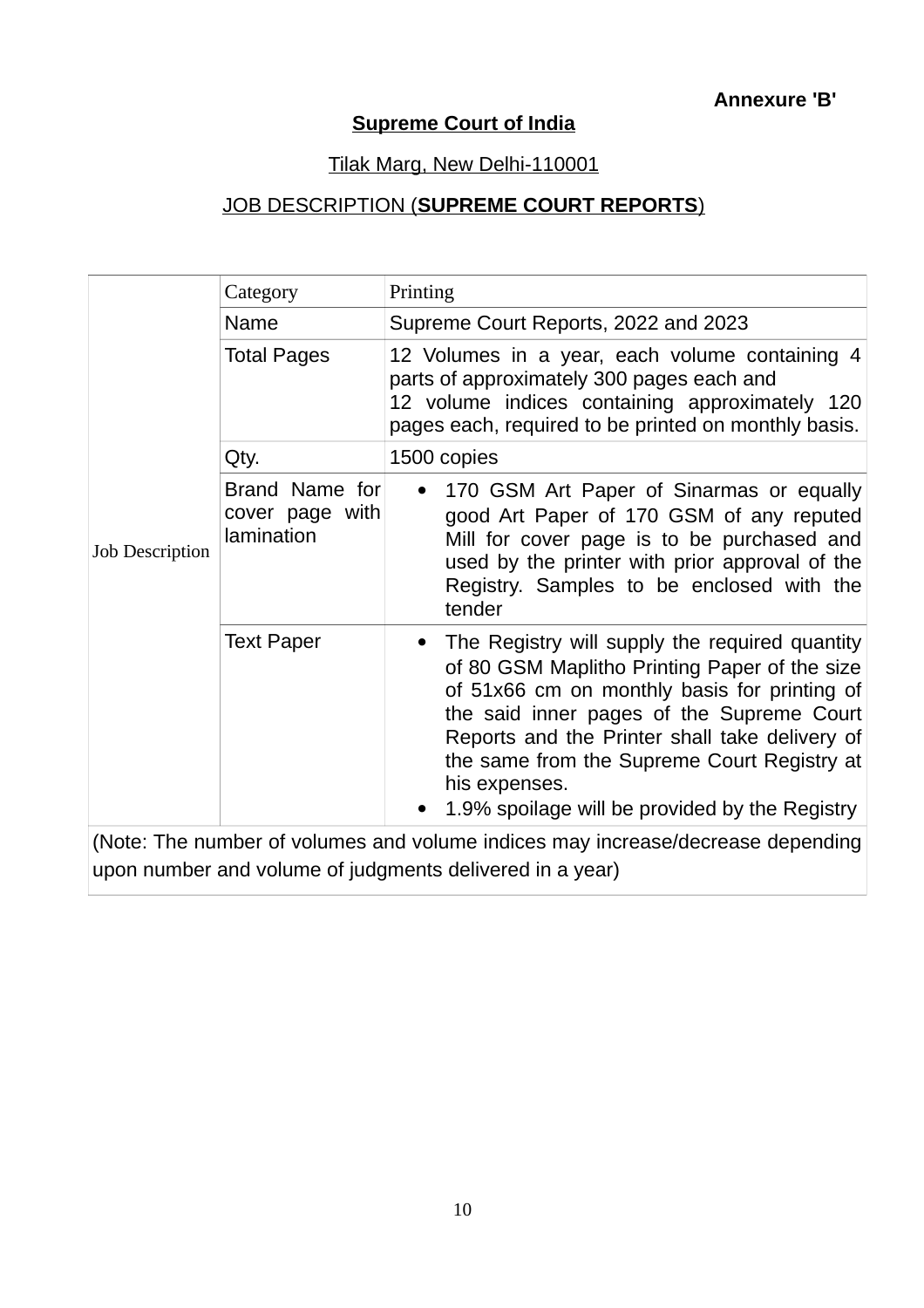**Annexure 'B'**

**Supreme Court of India**

Tilak Marg, New Delhi-110001

JOB DESCRIPTION (**SUPREME COURT REPORTS**)

| | | |
|---|---|---|
| Job Description | Category | Printing |
| | Name | Supreme Court Reports, 2022 and 2023 |
| | Total Pages | 12 Volumes in a year, each volume containing 4 parts of approximately 300 pages each and 12 volume indices containing approximately 120 pages each, required to be printed on monthly basis. |
| | Qty. | 1500 copies |
| | Brand Name for cover page with lamination | • 170 GSM Art Paper of Sinarmas or equally good Art Paper of 170 GSM of any reputed Mill for cover page is to be purchased and used by the printer with prior approval of the Registry. Samples to be enclosed with the tender |
| | Text Paper | • The Registry will supply the required quantity of 80 GSM Maplitho Printing Paper of the size of 51x66 cm on monthly basis for printing of the said inner pages of the Supreme Court Reports and the Printer shall take delivery of the same from the Supreme Court Registry at his expenses.<br>• 1.9% spoilage will be provided by the Registry |
| (Note: The number of volumes and volume indices may increase/decrease depending upon number and volume of judgments delivered in a year) | | |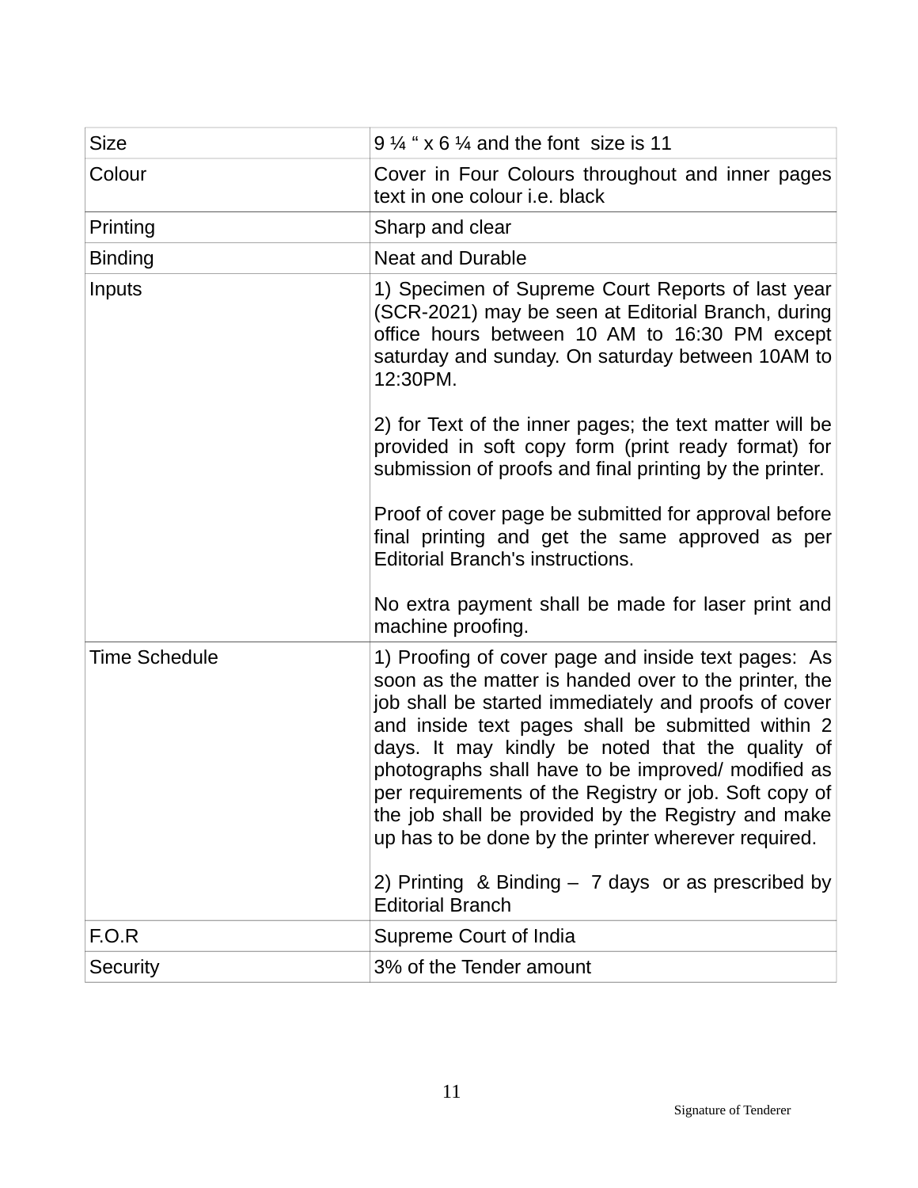| Size | 9 ¼ " x 6 ¼ and the font size is 11 |
|---|---|
| Colour | Cover in Four Colours throughout and inner pages text in one colour i.e. black |
| Printing | Sharp and clear |
| Binding | Neat and Durable |
| Inputs | 1) Specimen of Supreme Court Reports of last year (SCR-2021) may be seen at Editorial Branch, during office hours between 10 AM to 16:30 PM except saturday and sunday. On saturday between 10AM to 12:30PM.<br><br>2) for Text of the inner pages; the text matter will be provided in soft copy form (print ready format) for submission of proofs and final printing by the printer.<br><br>Proof of cover page be submitted for approval before final printing and get the same approved as per Editorial Branch's instructions.<br><br>No extra payment shall be made for laser print and machine proofing. |
| Time Schedule | 1) Proofing of cover page and inside text pages: As soon as the matter is handed over to the printer, the job shall be started immediately and proofs of cover and inside text pages shall be submitted within 2 days. It may kindly be noted that the quality of photographs shall have to be improved/ modified as per requirements of the Registry or job. Soft copy of the job shall be provided by the Registry and make up has to be done by the printer wherever required.<br><br>2) Printing & Binding – 7 days or as prescribed by Editorial Branch |
| F.O.R | Supreme Court of India |
| Security | 3% of the Tender amount |

Signature of Tenderer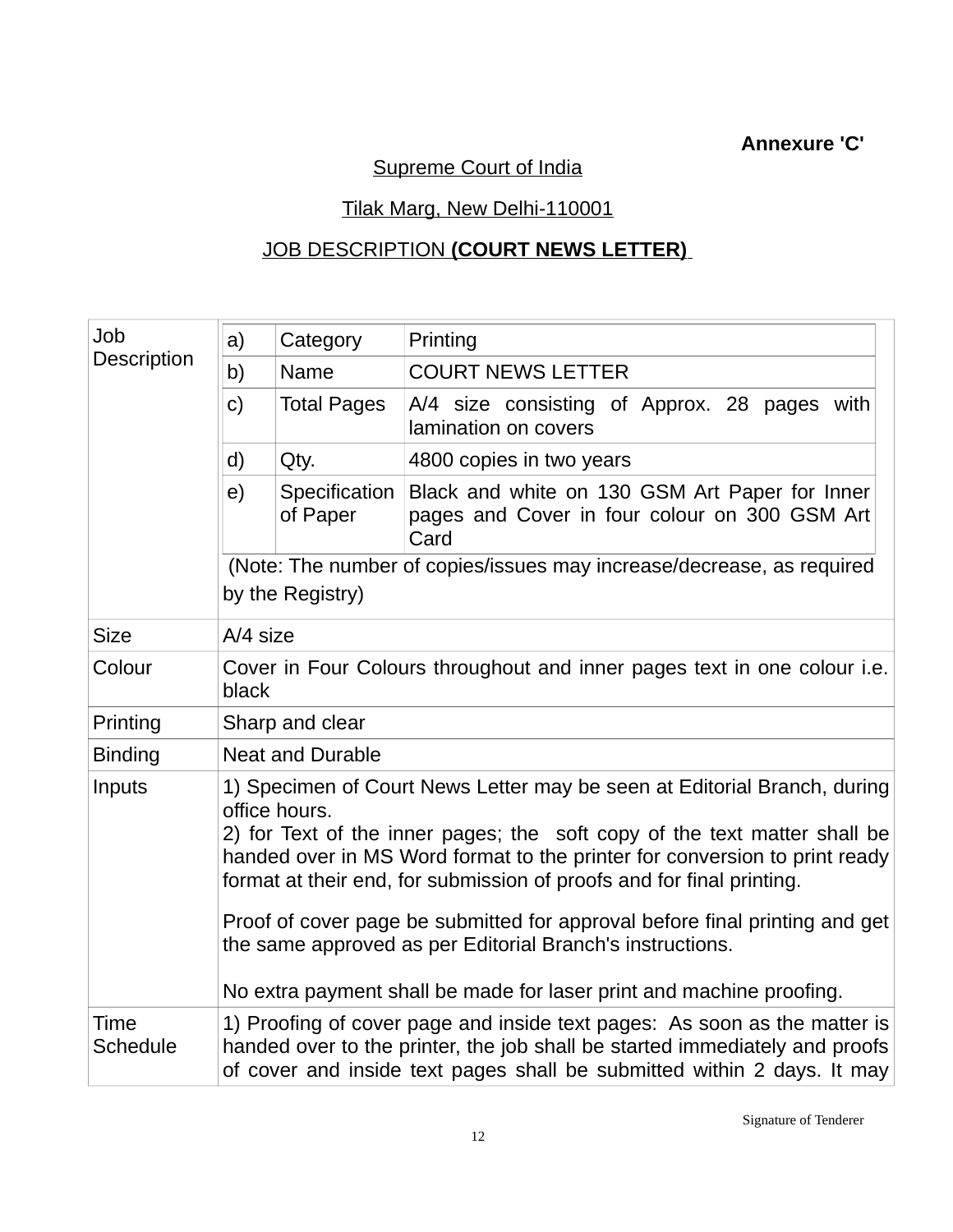**Annexure 'C'**

Supreme Court of India

Tilak Marg, New Delhi-110001

JOB DESCRIPTION **(COURT NEWS LETTER)**

| | |
|---|---|
| Job Description | a) Category: Printing<br>b) Name: COURT NEWS LETTER<br>c) Total Pages: A/4 size consisting of Approx. 28 pages with lamination on covers<br>d) Qty.: 4800 copies in two years<br>e) Specification of Paper: Black and white on 130 GSM Art Paper for Inner pages and Cover in four colour on 300 GSM Art Card<br>(Note: The number of copies/issues may increase/decrease, as required by the Registry) |
| Size | A/4 size |
| Colour | Cover in Four Colours throughout and inner pages text in one colour i.e. black |
| Printing | Sharp and clear |
| Binding | Neat and Durable |
| Inputs | 1) Specimen of Court News Letter may be seen at Editorial Branch, during office hours.<br>2) for Text of the inner pages; the soft copy of the text matter shall be handed over in MS Word format to the printer for conversion to print ready format at their end, for submission of proofs and for final printing.<br><br>Proof of cover page be submitted for approval before final printing and get the same approved as per Editorial Branch's instructions.<br><br>No extra payment shall be made for laser print and machine proofing. |
| Time Schedule | 1) Proofing of cover page and inside text pages: As soon as the matter is handed over to the printer, the job shall be started immediately and proofs of cover and inside text pages shall be submitted within 2 days. It may |

Signature of Tenderer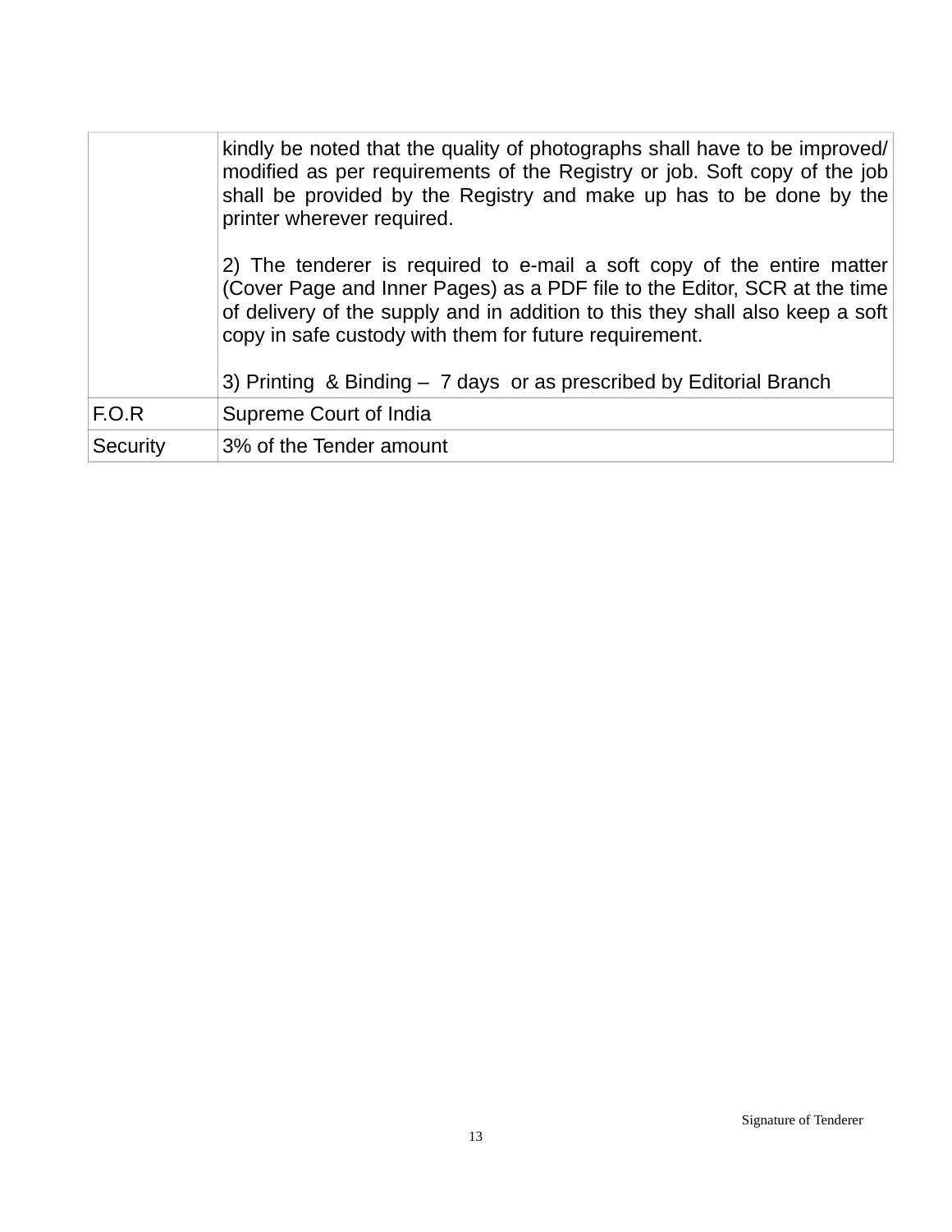| | |
|---|---|
| | kindly be noted that the quality of photographs shall have to be improved/ modified as per requirements of the Registry or job. Soft copy of the job shall be provided by the Registry and make up has to be done by the printer wherever required.<br><br>2) The tenderer is required to e-mail a soft copy of the entire matter (Cover Page and Inner Pages) as a PDF file to the Editor, SCR at the time of delivery of the supply and in addition to this they shall also keep a soft copy in safe custody with them for future requirement.<br><br>3) Printing & Binding – 7 days or as prescribed by Editorial Branch |
| F.O.R | Supreme Court of India |
| Security | 3% of the Tender amount |

Signature of Tenderer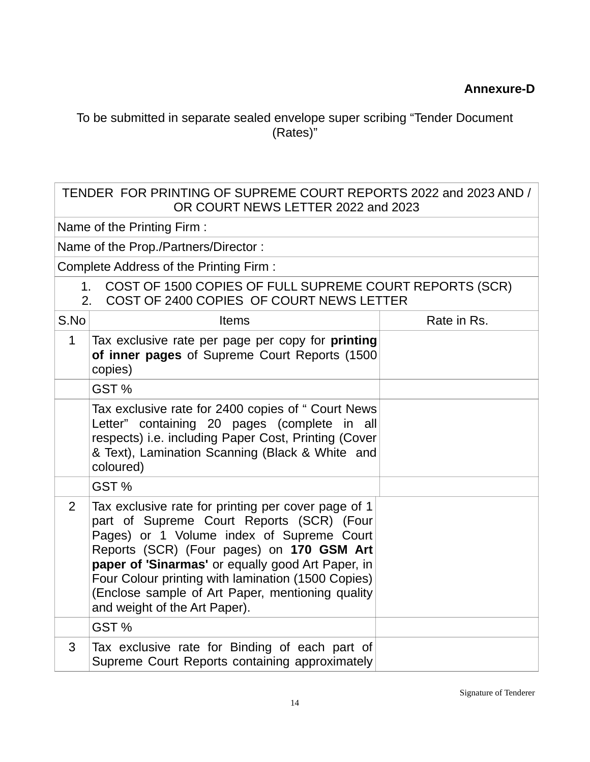**Annexure-D**

To be submitted in separate sealed envelope super scribing "Tender Document (Rates)"

| TENDER FOR PRINTING OF SUPREME COURT REPORTS 2022 and 2023 AND / OR COURT NEWS LETTER 2022 and 2023 | | |
|---|---|---|
| Name of the Printing Firm : | | |
| Name of the Prop./Partners/Director : | | |
| Complete Address of the Printing Firm : | | |
| 1. COST OF 1500 COPIES OF FULL SUPREME COURT REPORTS (SCR)<br>2. COST OF 2400 COPIES OF COURT NEWS LETTER | | |
| S.No | Items | Rate in Rs. |
| 1 | Tax exclusive rate per page per copy for **printing of inner pages** of Supreme Court Reports (1500 copies) | |
| | GST % | |
| | Tax exclusive rate for 2400 copies of " Court News Letter" containing 20 pages (complete in all respects) i.e. including Paper Cost, Printing (Cover & Text), Lamination Scanning (Black & White and coloured) | |
| | GST % | |
| 2 | Tax exclusive rate for printing per cover page of 1 part of Supreme Court Reports (SCR) (Four Pages) or 1 Volume index of Supreme Court Reports (SCR) (Four pages) on **170 GSM Art paper of 'Sinarmas'** or equally good Art Paper, in Four Colour printing with lamination (1500 Copies) (Enclose sample of Art Paper, mentioning quality and weight of the Art Paper). | |
| | GST % | |
| 3 | Tax exclusive rate for Binding of each part of Supreme Court Reports containing approximately | |

Signature of Tenderer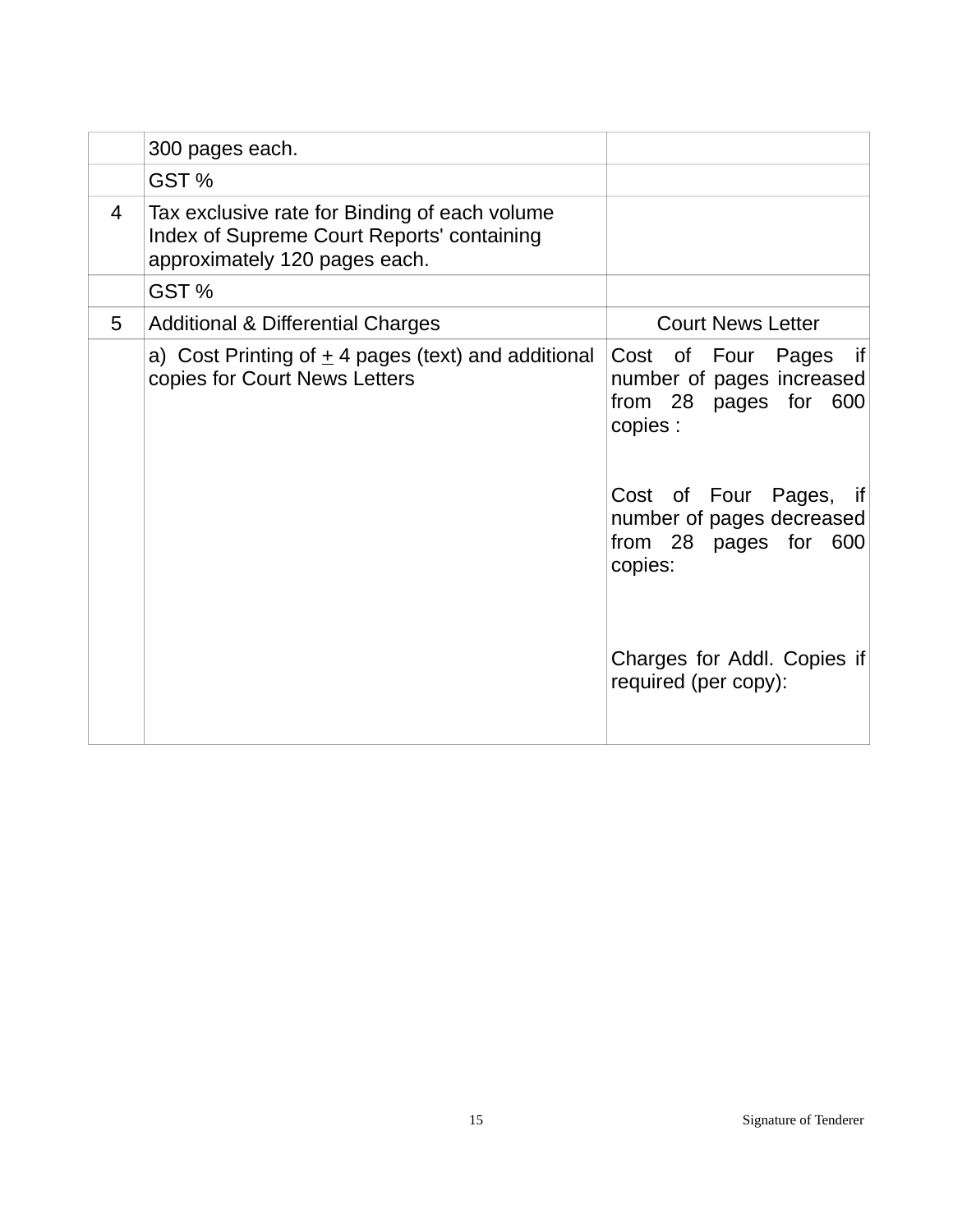|  |  |  |
|---|---|---|
|  | 300 pages each. |  |
|  | GST % |  |
| 4 | Tax exclusive rate for Binding of each volume Index of Supreme Court Reports' containing approximately 120 pages each. |  |
|  | GST % |  |
| 5 | Additional & Differential Charges | Court News Letter |
|  | a) Cost Printing of ± 4 pages (text) and additional copies for Court News Letters | Cost of Four Pages if number of pages increased from 28 pages for 600 copies :<br><br>Cost of Four Pages, if number of pages decreased from 28 pages for 600 copies:<br><br>Charges for Addl. Copies if required (per copy): |

Signature of Tenderer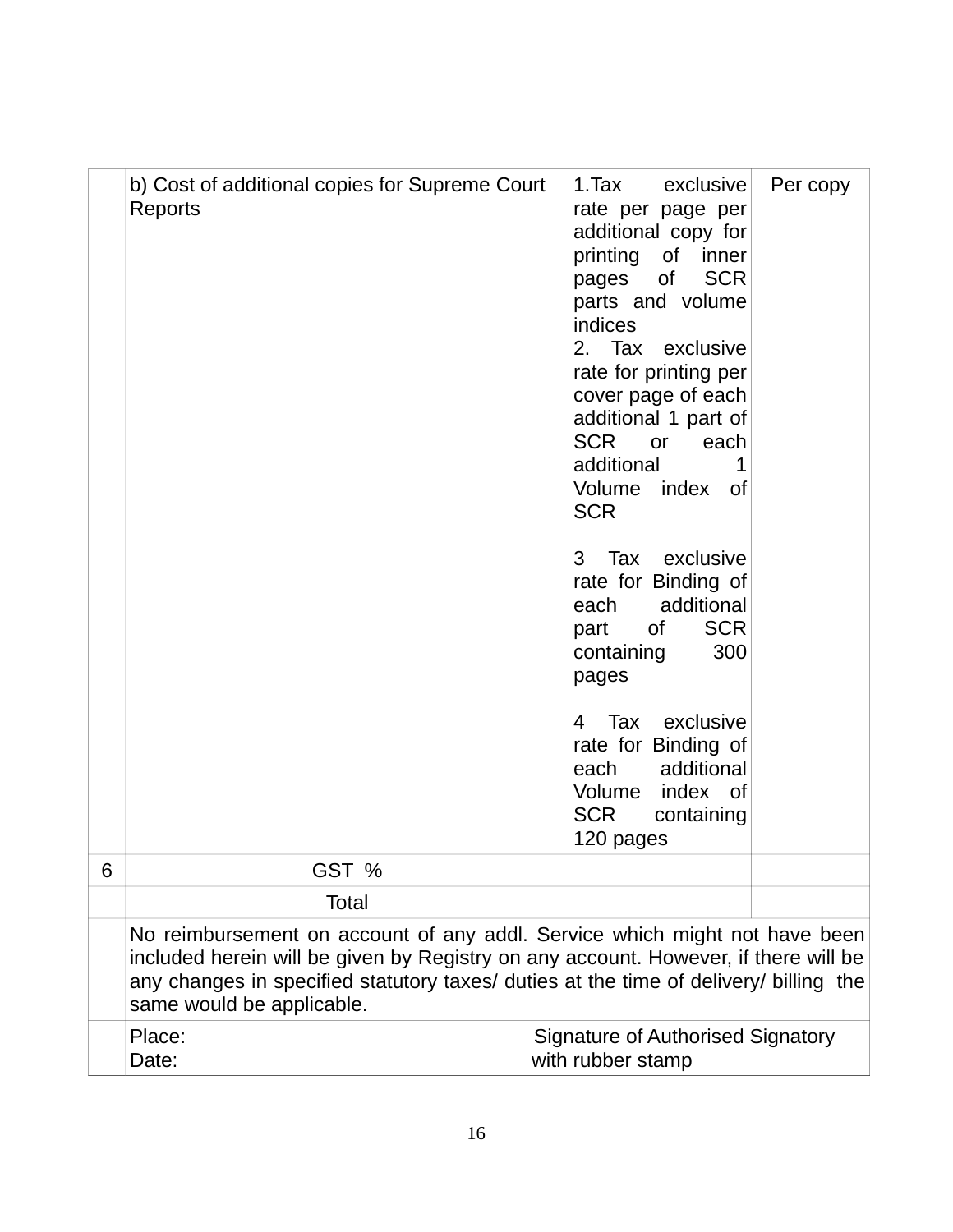|  |  |  |  |
|---|---|---|---|
|  | b) Cost of additional copies for Supreme Court Reports | 1.Tax exclusive rate per page per additional copy for printing of inner pages of SCR parts and volume indices<br>2. Tax exclusive rate for printing per cover page of each additional 1 part of SCR or each additional 1 Volume index of SCR<br><br>3 Tax exclusive rate for Binding of each additional part of SCR containing 300 pages<br><br>4 Tax exclusive rate for Binding of each additional Volume index of SCR containing 120 pages | Per copy |
| 6 | GST % |  |  |
|  | Total |  |  |
|  | No reimbursement on account of any addl. Service which might not have been included herein will be given by Registry on any account. However, if there will be any changes in specified statutory taxes/ duties at the time of delivery/ billing the same would be applicable. |  |  |
|  | Place:<br>Date: | Signature of Authorised Signatory with rubber stamp |  |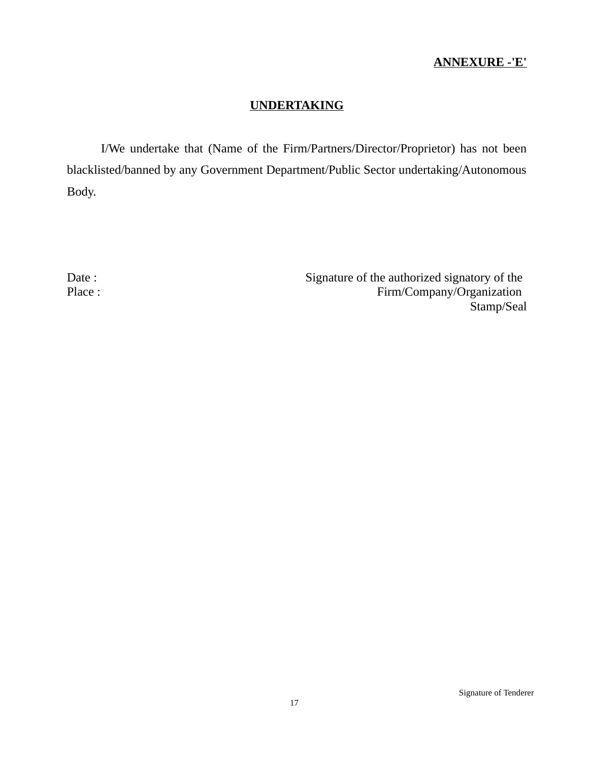**ANNEXURE -'E'**

## UNDERTAKING

I/We undertake that (Name of the Firm/Partners/Director/Proprietor) has not been blacklisted/banned by any Government Department/Public Sector undertaking/Autonomous Body.

Date :

Place :

Signature of the authorized signatory of the Firm/Company/Organization

Stamp/Seal

Signature of Tenderer